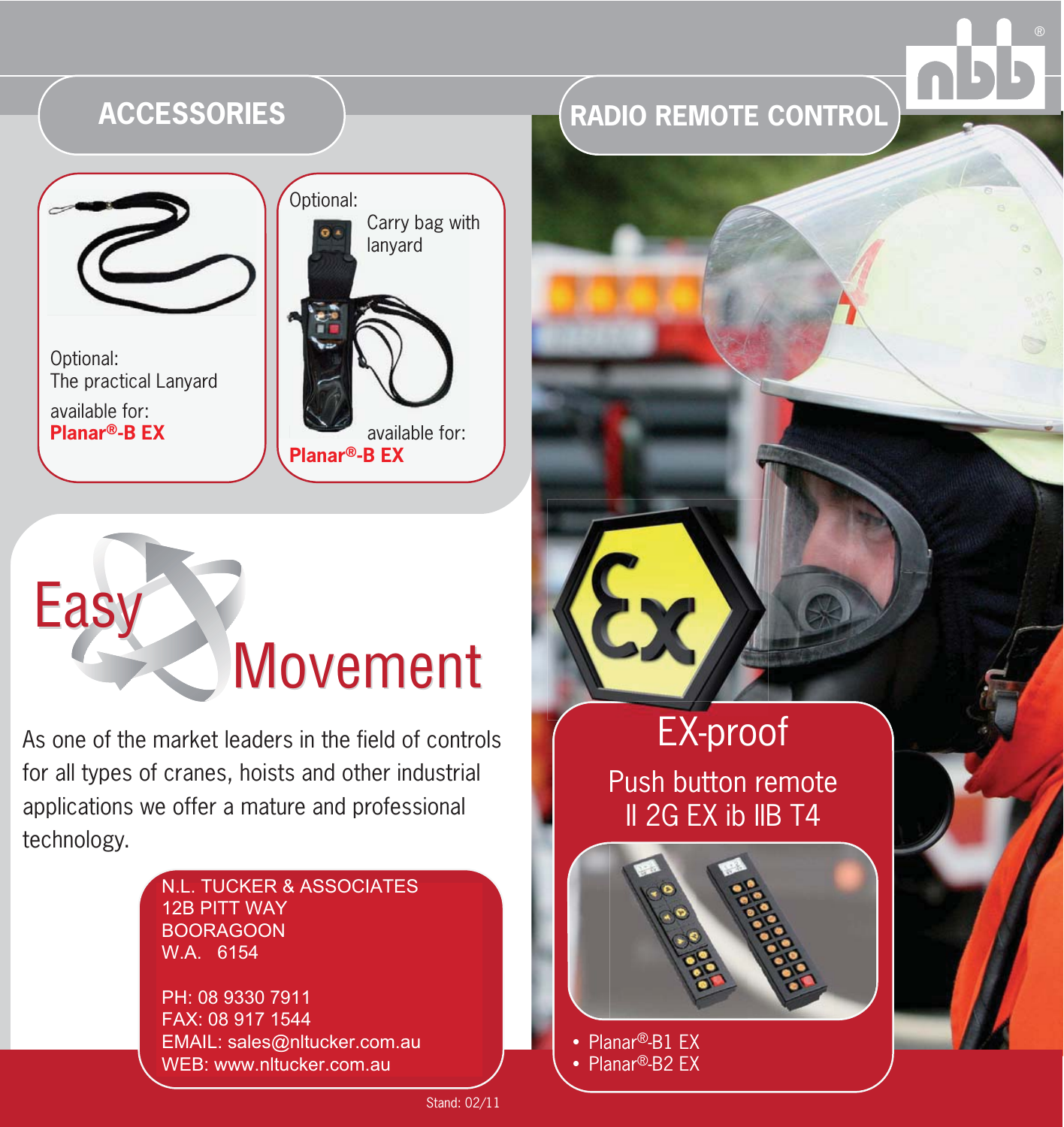## ACCESSORIES

Optional:
The practical Lanyard
available for:
**Planar®-B EX**

Optional:
Carry bag with lanyard
available for:
**Planar®-B EX**

# Easy Movement

As one of the market leaders in the field of controls for all types of cranes, hoists and other industrial applications we offer a mature and professional technology.

N.L. TUCKER & ASSOCIATES
12B PITT WAY
BOORAGOON
W.A. 6154

PH: 08 9330 7911
FAX: 08 917 1544
EMAIL: sales@nltucker.com.au
WEB: www.nltucker.com.au

## RADIO REMOTE CONTROL

### EX-proof

Push button remote
II 2G EX ib IIB T4

- Planar®-B1 EX
- Planar®-B2 EX

Stand: 02/11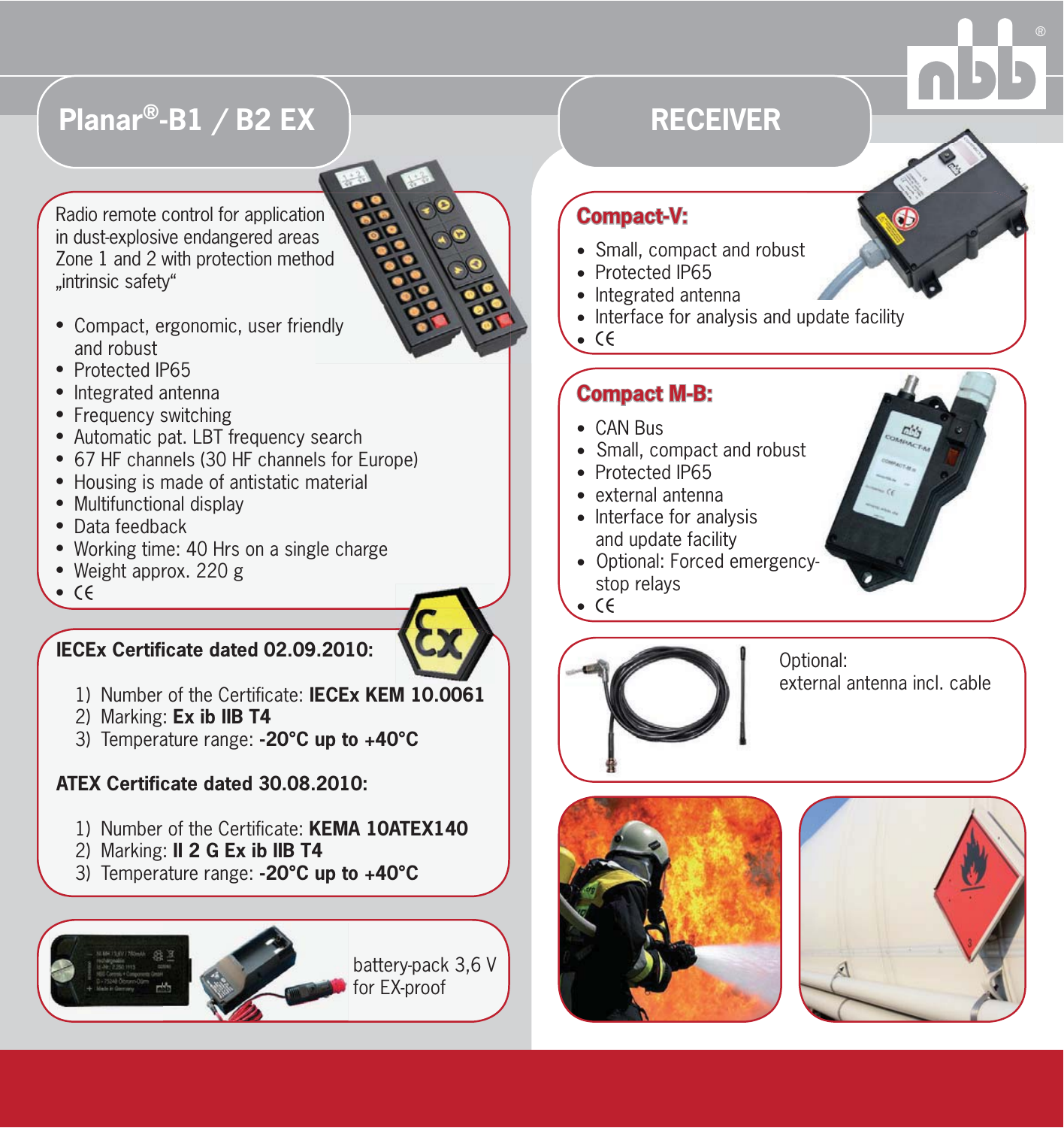# Planar®-B1 / B2 EX

Radio remote control for application in dust-explosive endangered areas Zone 1 and 2 with protection method „intrinsic safety“

- Compact, ergonomic, user friendly and robust
- Protected IP65
- Integrated antenna
- Frequency switching
- Automatic pat. LBT frequency search
- 67 HF channels (30 HF channels for Europe)
- Housing is made of antistatic material
- Multifunctional display
- Data feedback
- Working time: 40 Hrs on a single charge
- Weight approx. 220 g
- CE

**IECEx Certificate dated 02.09.2010:**

1) Number of the Certificate: **IECEx KEM 10.0061**
2) Marking: **Ex ib IIB T4**
3) Temperature range: **-20°C up to +40°C**

**ATEX Certificate dated 30.08.2010:**

1) Number of the Certificate: **KEMA 10ATEX140**
2) Marking: **II 2 G Ex ib IIB T4**
3) Temperature range: **-20°C up to +40°C**

battery-pack 3,6 V for EX-proof

# RECEIVER

## Compact-V:

- Small, compact and robust
- Protected IP65
- Integrated antenna
- Interface for analysis and update facility
- CE

## Compact M-B:

- CAN Bus
- Small, compact and robust
- Protected IP65
- external antenna
- Interface for analysis and update facility
- Optional: Forced emergency-stop relays
- CE

Optional:
external antenna incl. cable